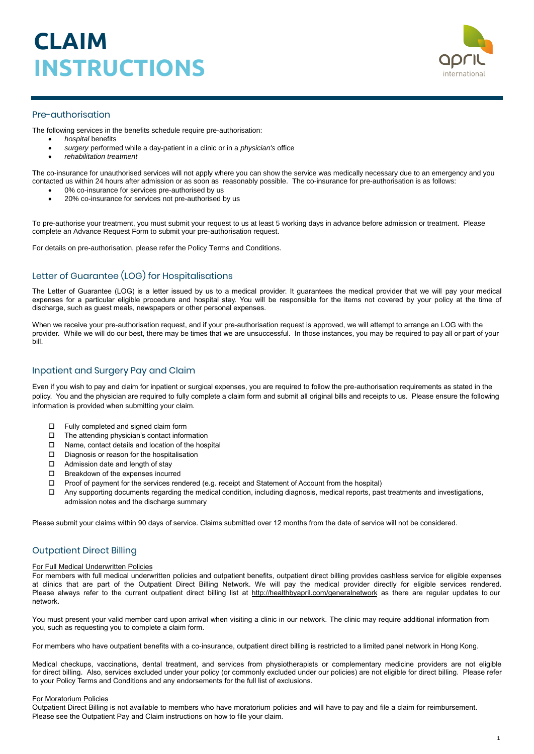# CLAIM INSTRUCTIONS

## Pre-authorisation

The following services in the benefits schedule require pre-authorisation:

- *hospital* benefits
- *surgery* performed while a day-patient in a clinic or in a *physician's* office
- *rehabilitation treatment*

The co-insurance for unauthorised services will not apply where you can show the service was medically necessary due to an emergency and you contacted us within 24 hours after admission or as soon as reasonably possible. The co-insurance for pre-authorisation is as follows:

- 0% co-insurance for services pre-authorised by us
- 20% co-insurance for services not pre-authorised by us

To pre-authorise your treatment, you must submit your request to us at least 5 working days in advance before admission or treatment. Please complete an Advance Request Form to submit your pre-authorisation request.

For details on pre-authorisation, please refer the Policy Terms and Conditions.

## Letter of Guarantee (LOG) for Hospitalisations

The Letter of Guarantee (LOG) is a letter issued by us to a medical provider. It guarantees the medical provider that we will pay your medical expenses for a particular eligible procedure and hospital stay. You will be responsible for the items not covered by your policy at the time of discharge, such as guest meals, newspapers or other personal expenses.

When we receive your pre-authorisation request, and if your pre-authorisation request is approved, we will attempt to arrange an LOG with the provider. While we will do our best, there may be times that we are unsuccessful. In those instances, you may be required to pay all or part of your bill.

## Inpatient and Surgery Pay and Claim

Even if you wish to pay and claim for inpatient or surgical expenses, you are required to follow the pre-authorisation requirements as stated in the policy. You and the physician are required to fully complete a claim form and submit all original bills and receipts to us. Please ensure the following information is provided when submitting your claim.

- ☐ Fully completed and signed claim form
- ☐ The attending physician's contact information
- ☐ Name, contact details and location of the hospital
- ☐ Diagnosis or reason for the hospitalisation
- ☐ Admission date and length of stay
- ☐ Breakdown of the expenses incurred
- ☐ Proof of payment for the services rendered (e.g. receipt and Statement of Account from the hospital)
- ☐ Any supporting documents regarding the medical condition, including diagnosis, medical reports, past treatments and investigations, admission notes and the discharge summary

Please submit your claims within 90 days of service. Claims submitted over 12 months from the date of service will not be considered.

## Outpatient Direct Billing

For Full Medical Underwritten Policies

For members with full medical underwritten policies and outpatient benefits, outpatient direct billing provides cashless service for eligible expenses at clinics that are part of the Outpatient Direct Billing Network. We will pay the medical provider directly for eligible services rendered. Please always refer to the current outpatient direct billing list at http://healthbyapril.com/generalnetwork as there are regular updates to our network.

You must present your valid member card upon arrival when visiting a clinic in our network. The clinic may require additional information from you, such as requesting you to complete a claim form.

For members who have outpatient benefits with a co-insurance, outpatient direct billing is restricted to a limited panel network in Hong Kong.

Medical checkups, vaccinations, dental treatment, and services from physiotherapists or complementary medicine providers are not eligible for direct billing. Also, services excluded under your policy (or commonly excluded under our policies) are not eligible for direct billing. Please refer to your Policy Terms and Conditions and any endorsements for the full list of exclusions.

For Moratorium Policies

Outpatient Direct Billing is not available to members who have moratorium policies and will have to pay and file a claim for reimbursement. Please see the Outpatient Pay and Claim instructions on how to file your claim.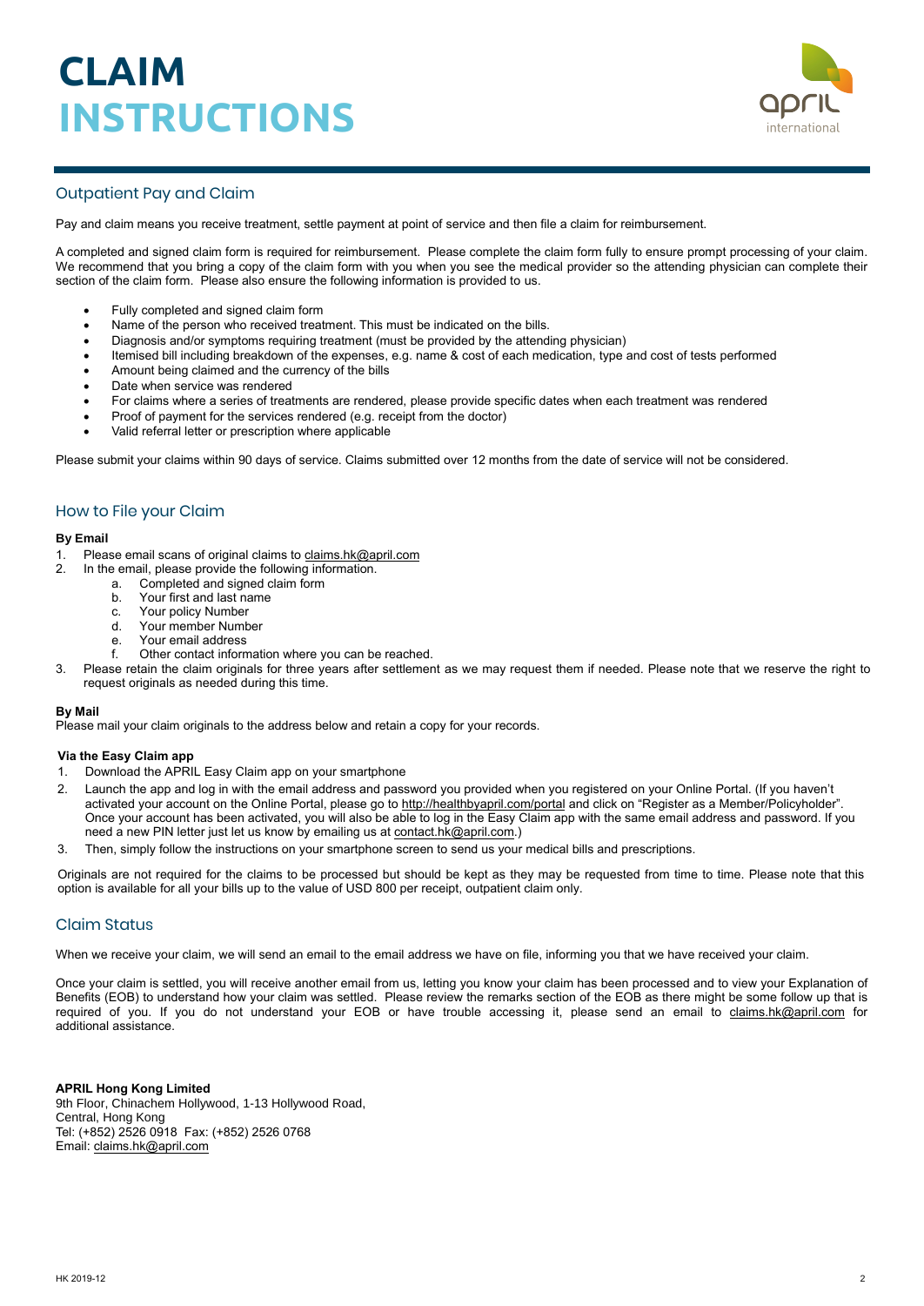# CLAIM INSTRUCTIONS

## Outpatient Pay and Claim

Pay and claim means you receive treatment, settle payment at point of service and then file a claim for reimbursement.

A completed and signed claim form is required for reimbursement. Please complete the claim form fully to ensure prompt processing of your claim. We recommend that you bring a copy of the claim form with you when you see the medical provider so the attending physician can complete their section of the claim form. Please also ensure the following information is provided to us.

- Fully completed and signed claim form
- Name of the person who received treatment. This must be indicated on the bills.
- Diagnosis and/or symptoms requiring treatment (must be provided by the attending physician)
- Itemised bill including breakdown of the expenses, e.g. name & cost of each medication, type and cost of tests performed
- Amount being claimed and the currency of the bills
- Date when service was rendered
- For claims where a series of treatments are rendered, please provide specific dates when each treatment was rendered
- Proof of payment for the services rendered (e.g. receipt from the doctor)
- Valid referral letter or prescription where applicable

Please submit your claims within 90 days of service. Claims submitted over 12 months from the date of service will not be considered.

## How to File your Claim

**By Email**

1. Please email scans of original claims to claims.hk@april.com
2. In the email, please provide the following information.
   a. Completed and signed claim form
   b. Your first and last name
   c. Your policy Number
   d. Your member Number
   e. Your email address
   f. Other contact information where you can be reached.
3. Please retain the claim originals for three years after settlement as we may request them if needed. Please note that we reserve the right to request originals as needed during this time.

**By Mail**

Please mail your claim originals to the address below and retain a copy for your records.

**Via the Easy Claim app**

1. Download the APRIL Easy Claim app on your smartphone
2. Launch the app and log in with the email address and password you provided when you registered on your Online Portal. (If you haven't activated your account on the Online Portal, please go to http://healthbyapril.com/portal and click on "Register as a Member/Policyholder". Once your account has been activated, you will also be able to log in the Easy Claim app with the same email address and password. If you need a new PIN letter just let us know by emailing us at contact.hk@april.com.)
3. Then, simply follow the instructions on your smartphone screen to send us your medical bills and prescriptions.

Originals are not required for the claims to be processed but should be kept as they may be requested from time to time. Please note that this option is available for all your bills up to the value of USD 800 per receipt, outpatient claim only.

## Claim Status

When we receive your claim, we will send an email to the email address we have on file, informing you that we have received your claim.

Once your claim is settled, you will receive another email from us, letting you know your claim has been processed and to view your Explanation of Benefits (EOB) to understand how your claim was settled. Please review the remarks section of the EOB as there might be some follow up that is required of you. If you do not understand your EOB or have trouble accessing it, please send an email to claims.hk@april.com for additional assistance.

**APRIL Hong Kong Limited**
9th Floor, Chinachem Hollywood, 1-13 Hollywood Road,
Central, Hong Kong
Tel: (+852) 2526 0918 Fax: (+852) 2526 0768
Email: claims.hk@april.com

HK 2019-12